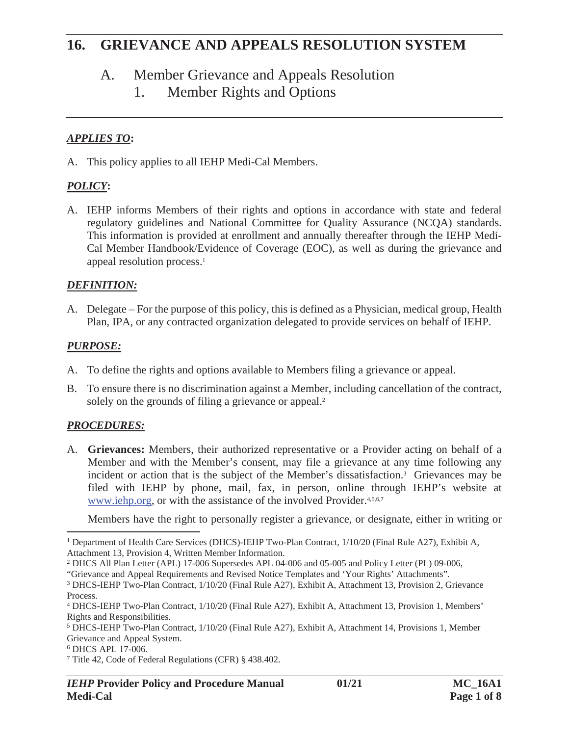# 16. GRIEVANCE AND APPEALS RESOLUTION SYSTEM

## A. Member Grievance and Appeals Resolution

### 1. Member Rights and Options

***APPLIES TO*:**

A. This policy applies to all IEHP Medi-Cal Members.

***POLICY*:**

A. IEHP informs Members of their rights and options in accordance with state and federal regulatory guidelines and National Committee for Quality Assurance (NCQA) standards. This information is provided at enrollment and annually thereafter through the IEHP Medi-Cal Member Handbook/Evidence of Coverage (EOC), as well as during the grievance and appeal resolution process.[1]

***DEFINITION:***

A. Delegate – For the purpose of this policy, this is defined as a Physician, medical group, Health Plan, IPA, or any contracted organization delegated to provide services on behalf of IEHP.

***PURPOSE:***

A. To define the rights and options available to Members filing a grievance or appeal.

B. To ensure there is no discrimination against a Member, including cancellation of the contract, solely on the grounds of filing a grievance or appeal.[2]

***PROCEDURES:***

A. **Grievances:** Members, their authorized representative or a Provider acting on behalf of a Member and with the Member's consent, may file a grievance at any time following any incident or action that is the subject of the Member's dissatisfaction.[3] Grievances may be filed with IEHP by phone, mail, fax, in person, online through IEHP's website at www.iehp.org, or with the assistance of the involved Provider.[4,5,6,7]

   Members have the right to personally register a grievance, or designate, either in writing or

---

[1] Department of Health Care Services (DHCS)-IEHP Two-Plan Contract, 1/10/20 (Final Rule A27), Exhibit A, Attachment 13, Provision 4, Written Member Information.

[2] DHCS All Plan Letter (APL) 17-006 Supersedes APL 04-006 and 05-005 and Policy Letter (PL) 09-006, "Grievance and Appeal Requirements and Revised Notice Templates and 'Your Rights' Attachments".

[3] DHCS-IEHP Two-Plan Contract, 1/10/20 (Final Rule A27), Exhibit A, Attachment 13, Provision 2, Grievance Process.

[4] DHCS-IEHP Two-Plan Contract, 1/10/20 (Final Rule A27), Exhibit A, Attachment 13, Provision 1, Members' Rights and Responsibilities.

[5] DHCS-IEHP Two-Plan Contract, 1/10/20 (Final Rule A27), Exhibit A, Attachment 14, Provisions 1, Member Grievance and Appeal System.

[6] DHCS APL 17-006.

[7] Title 42, Code of Federal Regulations (CFR) § 438.402.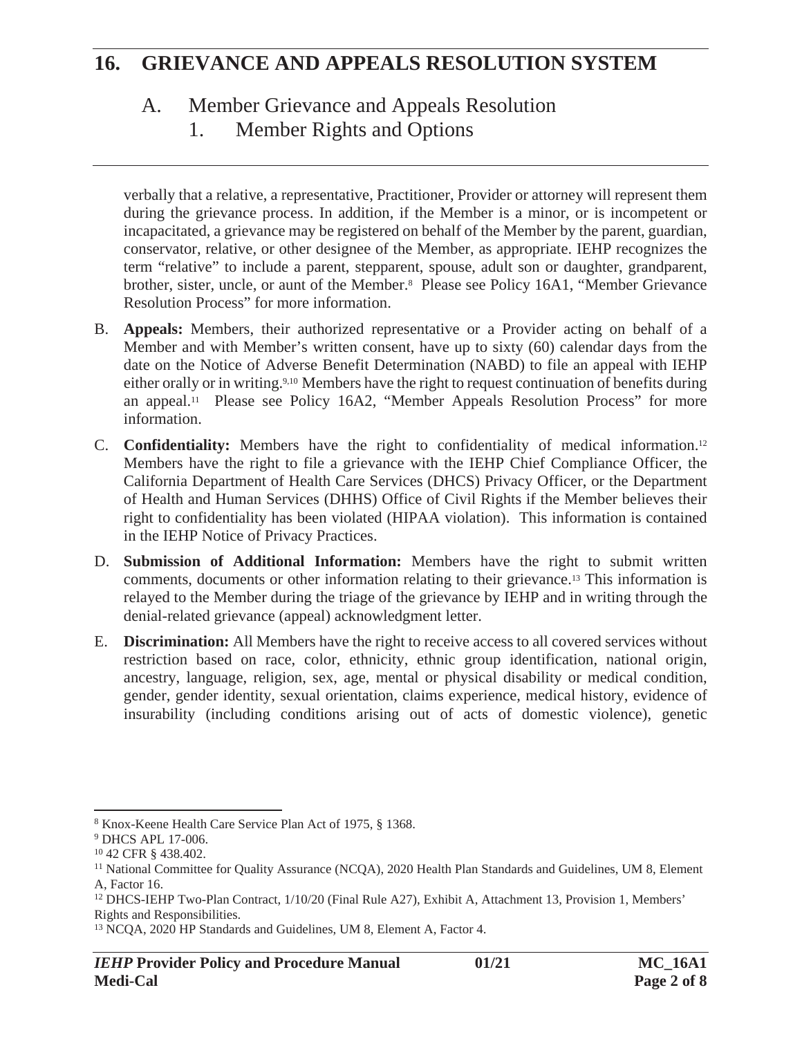verbally that a relative, a representative, Practitioner, Provider or attorney will represent them during the grievance process. In addition, if the Member is a minor, or is incompetent or incapacitated, a grievance may be registered on behalf of the Member by the parent, guardian, conservator, relative, or other designee of the Member, as appropriate. IEHP recognizes the term "relative" to include a parent, stepparent, spouse, adult son or daughter, grandparent, brother, sister, uncle, or aunt of the Member.[8] Please see Policy 16A1, "Member Grievance Resolution Process" for more information.

B. **Appeals:** Members, their authorized representative or a Provider acting on behalf of a Member and with Member's written consent, have up to sixty (60) calendar days from the date on the Notice of Adverse Benefit Determination (NABD) to file an appeal with IEHP either orally or in writing.[9,10] Members have the right to request continuation of benefits during an appeal.[11] Please see Policy 16A2, "Member Appeals Resolution Process" for more information.

C. **Confidentiality:** Members have the right to confidentiality of medical information.[12] Members have the right to file a grievance with the IEHP Chief Compliance Officer, the California Department of Health Care Services (DHCS) Privacy Officer, or the Department of Health and Human Services (DHHS) Office of Civil Rights if the Member believes their right to confidentiality has been violated (HIPAA violation). This information is contained in the IEHP Notice of Privacy Practices.

D. **Submission of Additional Information:** Members have the right to submit written comments, documents or other information relating to their grievance.[13] This information is relayed to the Member during the triage of the grievance by IEHP and in writing through the denial-related grievance (appeal) acknowledgment letter.

E. **Discrimination:** All Members have the right to receive access to all covered services without restriction based on race, color, ethnicity, ethnic group identification, national origin, ancestry, language, religion, sex, age, mental or physical disability or medical condition, gender, gender identity, sexual orientation, claims experience, medical history, evidence of insurability (including conditions arising out of acts of domestic violence), genetic

---

[8] Knox-Keene Health Care Service Plan Act of 1975, § 1368.

[9] DHCS APL 17-006.

[10] 42 CFR § 438.402.

[11] National Committee for Quality Assurance (NCQA), 2020 Health Plan Standards and Guidelines, UM 8, Element A, Factor 16.

[12] DHCS-IEHP Two-Plan Contract, 1/10/20 (Final Rule A27), Exhibit A, Attachment 13, Provision 1, Members' Rights and Responsibilities.

[13] NCQA, 2020 HP Standards and Guidelines, UM 8, Element A, Factor 4.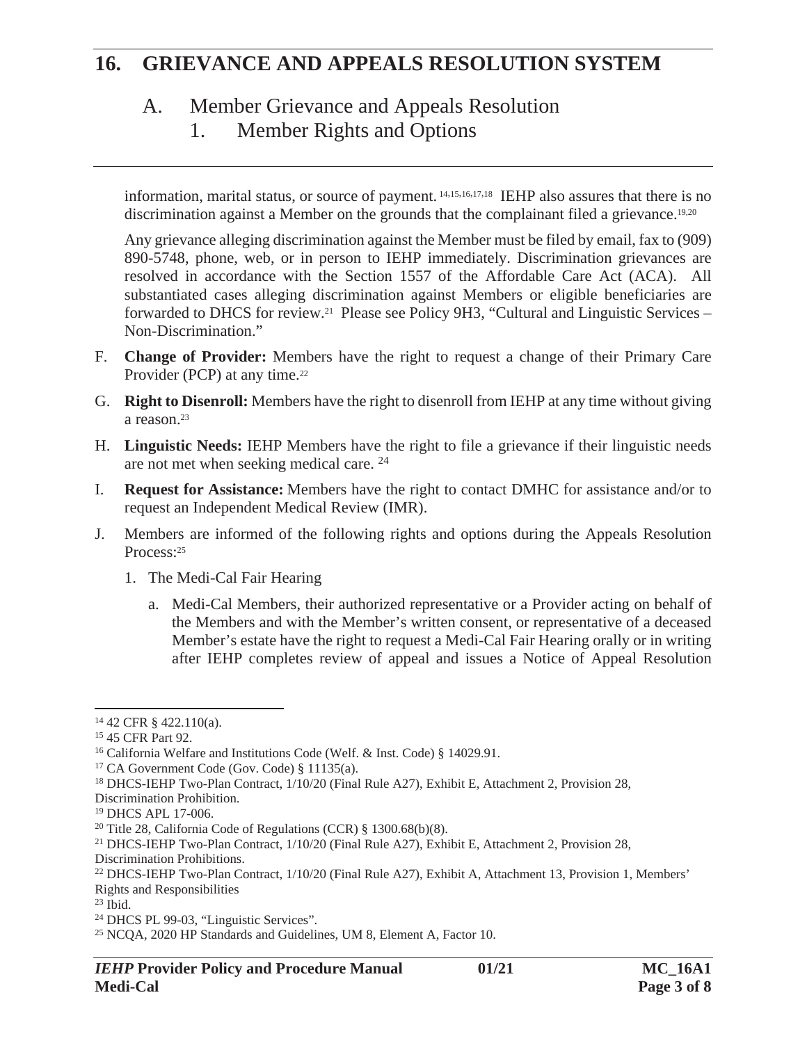information, marital status, or source of payment.[14,15,16,17,18] IEHP also assures that there is no discrimination against a Member on the grounds that the complainant filed a grievance.[19,20]

Any grievance alleging discrimination against the Member must be filed by email, fax to (909) 890-5748, phone, web, or in person to IEHP immediately. Discrimination grievances are resolved in accordance with the Section 1557 of the Affordable Care Act (ACA). All substantiated cases alleging discrimination against Members or eligible beneficiaries are forwarded to DHCS for review.[21] Please see Policy 9H3, "Cultural and Linguistic Services – Non-Discrimination."

F. **Change of Provider:** Members have the right to request a change of their Primary Care Provider (PCP) at any time.[22]

G. **Right to Disenroll:** Members have the right to disenroll from IEHP at any time without giving a reason.[23]

H. **Linguistic Needs:** IEHP Members have the right to file a grievance if their linguistic needs are not met when seeking medical care. [24]

I. **Request for Assistance:** Members have the right to contact DMHC for assistance and/or to request an Independent Medical Review (IMR).

J. Members are informed of the following rights and options during the Appeals Resolution Process:[25]

   1. The Medi-Cal Fair Hearing

      a. Medi-Cal Members, their authorized representative or a Provider acting on behalf of the Members and with the Member's written consent, or representative of a deceased Member's estate have the right to request a Medi-Cal Fair Hearing orally or in writing after IEHP completes review of appeal and issues a Notice of Appeal Resolution

---

[14] 42 CFR § 422.110(a).
[15] 45 CFR Part 92.
[16] California Welfare and Institutions Code (Welf. & Inst. Code) § 14029.91.
[17] CA Government Code (Gov. Code) § 11135(a).
[18] DHCS-IEHP Two-Plan Contract, 1/10/20 (Final Rule A27), Exhibit E, Attachment 2, Provision 28, Discrimination Prohibition.
[19] DHCS APL 17-006.
[20] Title 28, California Code of Regulations (CCR) § 1300.68(b)(8).
[21] DHCS-IEHP Two-Plan Contract, 1/10/20 (Final Rule A27), Exhibit E, Attachment 2, Provision 28, Discrimination Prohibitions.
[22] DHCS-IEHP Two-Plan Contract, 1/10/20 (Final Rule A27), Exhibit A, Attachment 13, Provision 1, Members' Rights and Responsibilities
[23] Ibid.
[24] DHCS PL 99-03, "Linguistic Services".
[25] NCQA, 2020 HP Standards and Guidelines, UM 8, Element A, Factor 10.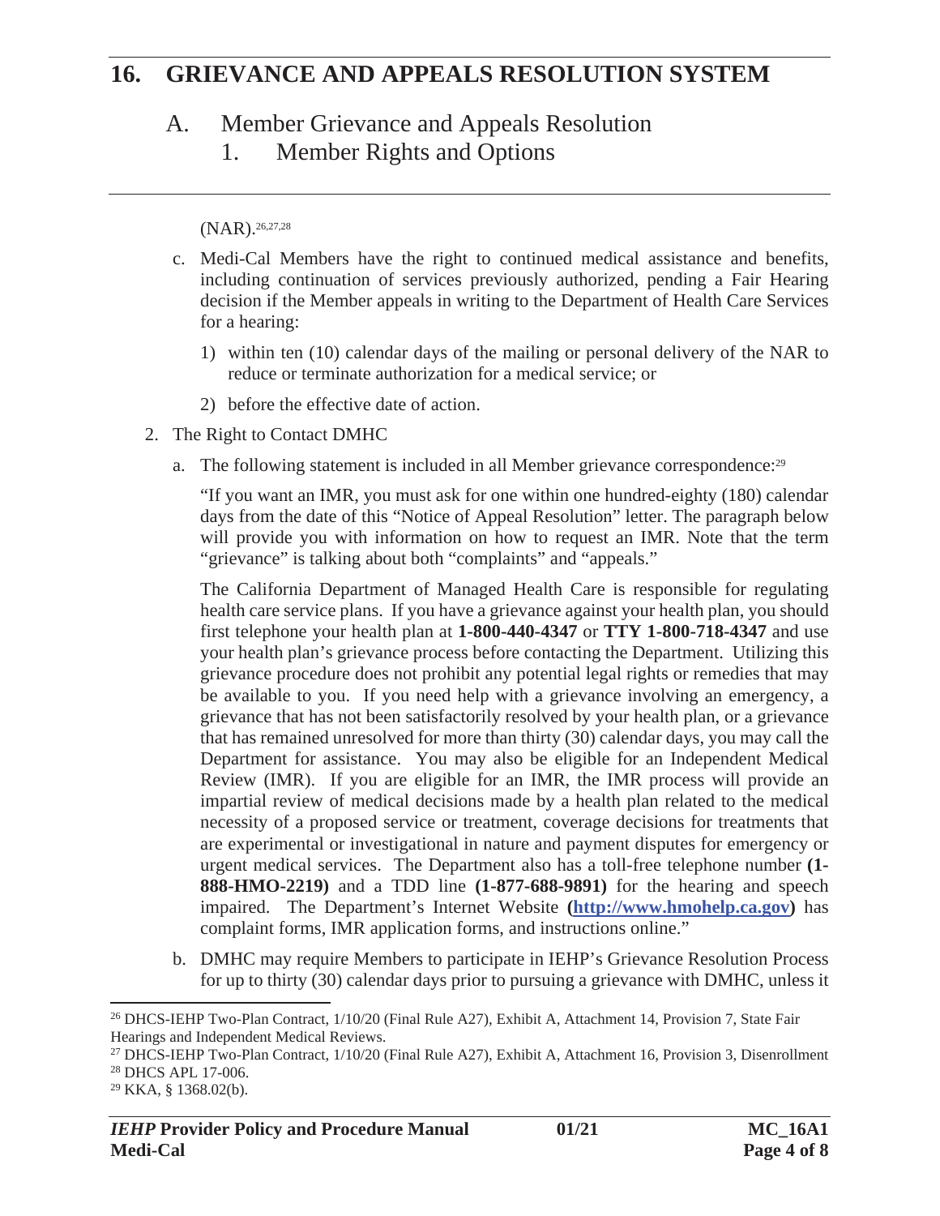(NAR).[26,27,28]

c. Medi-Cal Members have the right to continued medical assistance and benefits, including continuation of services previously authorized, pending a Fair Hearing decision if the Member appeals in writing to the Department of Health Care Services for a hearing:

   1) within ten (10) calendar days of the mailing or personal delivery of the NAR to reduce or terminate authorization for a medical service; or

   2) before the effective date of action.

2. The Right to Contact DMHC

   a. The following statement is included in all Member grievance correspondence:[29]

      "If you want an IMR, you must ask for one within one hundred-eighty (180) calendar days from the date of this "Notice of Appeal Resolution" letter. The paragraph below will provide you with information on how to request an IMR. Note that the term "grievance" is talking about both "complaints" and "appeals."

      The California Department of Managed Health Care is responsible for regulating health care service plans. If you have a grievance against your health plan, you should first telephone your health plan at **1-800-440-4347** or **TTY 1-800-718-4347** and use your health plan's grievance process before contacting the Department. Utilizing this grievance procedure does not prohibit any potential legal rights or remedies that may be available to you. If you need help with a grievance involving an emergency, a grievance that has not been satisfactorily resolved by your health plan, or a grievance that has remained unresolved for more than thirty (30) calendar days, you may call the Department for assistance. You may also be eligible for an Independent Medical Review (IMR). If you are eligible for an IMR, the IMR process will provide an impartial review of medical decisions made by a health plan related to the medical necessity of a proposed service or treatment, coverage decisions for treatments that are experimental or investigational in nature and payment disputes for emergency or urgent medical services. The Department also has a toll-free telephone number **(1-888-HMO-2219)** and a TDD line **(1-877-688-9891)** for the hearing and speech impaired. The Department's Internet Website **(http://www.hmohelp.ca.gov)** has complaint forms, IMR application forms, and instructions online."

   b. DMHC may require Members to participate in IEHP's Grievance Resolution Process for up to thirty (30) calendar days prior to pursuing a grievance with DMHC, unless it

---

[26] DHCS-IEHP Two-Plan Contract, 1/10/20 (Final Rule A27), Exhibit A, Attachment 14, Provision 7, State Fair Hearings and Independent Medical Reviews.

[27] DHCS-IEHP Two-Plan Contract, 1/10/20 (Final Rule A27), Exhibit A, Attachment 16, Provision 3, Disenrollment

[28] DHCS APL 17-006.

[29] KKA, § 1368.02(b).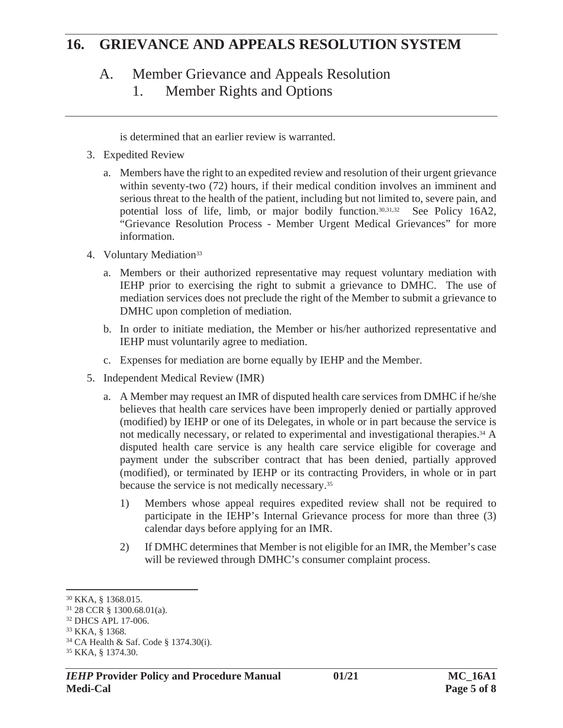is determined that an earlier review is warranted.

3. Expedited Review

   a. Members have the right to an expedited review and resolution of their urgent grievance within seventy-two (72) hours, if their medical condition involves an imminent and serious threat to the health of the patient, including but not limited to, severe pain, and potential loss of life, limb, or major bodily function.[30,31,32] See Policy 16A2, "Grievance Resolution Process - Member Urgent Medical Grievances" for more information.

4. Voluntary Mediation[33]

   a. Members or their authorized representative may request voluntary mediation with IEHP prior to exercising the right to submit a grievance to DMHC. The use of mediation services does not preclude the right of the Member to submit a grievance to DMHC upon completion of mediation.

   b. In order to initiate mediation, the Member or his/her authorized representative and IEHP must voluntarily agree to mediation.

   c. Expenses for mediation are borne equally by IEHP and the Member.

5. Independent Medical Review (IMR)

   a. A Member may request an IMR of disputed health care services from DMHC if he/she believes that health care services have been improperly denied or partially approved (modified) by IEHP or one of its Delegates, in whole or in part because the service is not medically necessary, or related to experimental and investigational therapies.[34] A disputed health care service is any health care service eligible for coverage and payment under the subscriber contract that has been denied, partially approved (modified), or terminated by IEHP or its contracting Providers, in whole or in part because the service is not medically necessary.[35]

      1) Members whose appeal requires expedited review shall not be required to participate in the IEHP's Internal Grievance process for more than three (3) calendar days before applying for an IMR.

      2) If DMHC determines that Member is not eligible for an IMR, the Member's case will be reviewed through DMHC's consumer complaint process.

---

[30] KKA, § 1368.015.
[31] 28 CCR § 1300.68.01(a).
[32] DHCS APL 17-006.
[33] KKA, § 1368.
[34] CA Health & Saf. Code § 1374.30(i).
[35] KKA, § 1374.30.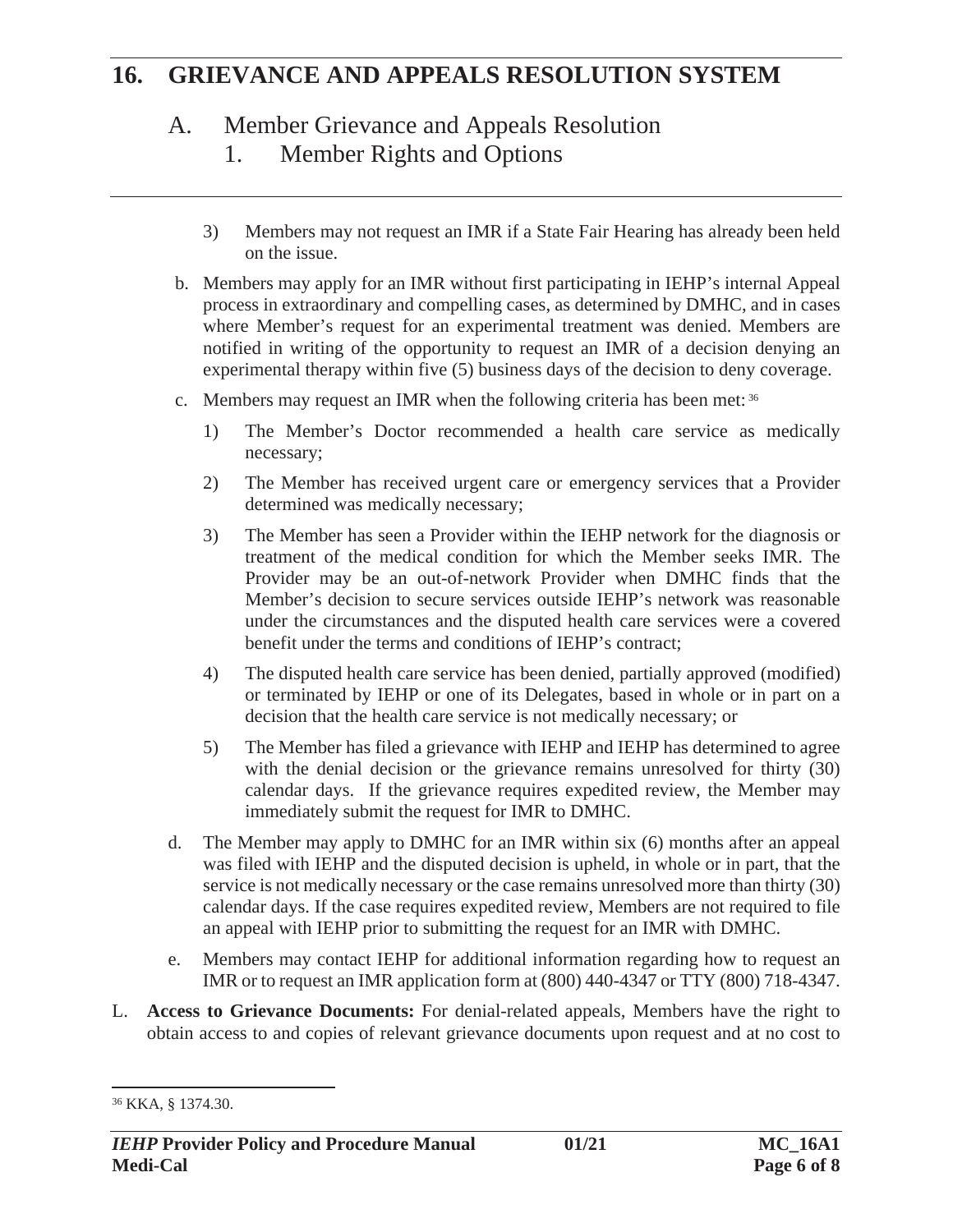3) Members may not request an IMR if a State Fair Hearing has already been held on the issue.

b. Members may apply for an IMR without first participating in IEHP's internal Appeal process in extraordinary and compelling cases, as determined by DMHC, and in cases where Member's request for an experimental treatment was denied. Members are notified in writing of the opportunity to request an IMR of a decision denying an experimental therapy within five (5) business days of the decision to deny coverage.

c. Members may request an IMR when the following criteria has been met: [36]

   1) The Member's Doctor recommended a health care service as medically necessary;

   2) The Member has received urgent care or emergency services that a Provider determined was medically necessary;

   3) The Member has seen a Provider within the IEHP network for the diagnosis or treatment of the medical condition for which the Member seeks IMR. The Provider may be an out-of-network Provider when DMHC finds that the Member's decision to secure services outside IEHP's network was reasonable under the circumstances and the disputed health care services were a covered benefit under the terms and conditions of IEHP's contract;

   4) The disputed health care service has been denied, partially approved (modified) or terminated by IEHP or one of its Delegates, based in whole or in part on a decision that the health care service is not medically necessary; or

   5) The Member has filed a grievance with IEHP and IEHP has determined to agree with the denial decision or the grievance remains unresolved for thirty (30) calendar days. If the grievance requires expedited review, the Member may immediately submit the request for IMR to DMHC.

d. The Member may apply to DMHC for an IMR within six (6) months after an appeal was filed with IEHP and the disputed decision is upheld, in whole or in part, that the service is not medically necessary or the case remains unresolved more than thirty (30) calendar days. If the case requires expedited review, Members are not required to file an appeal with IEHP prior to submitting the request for an IMR with DMHC.

e. Members may contact IEHP for additional information regarding how to request an IMR or to request an IMR application form at (800) 440-4347 or TTY (800) 718-4347.

L. **Access to Grievance Documents:** For denial-related appeals, Members have the right to obtain access to and copies of relevant grievance documents upon request and at no cost to

---

[36] KKA, § 1374.30.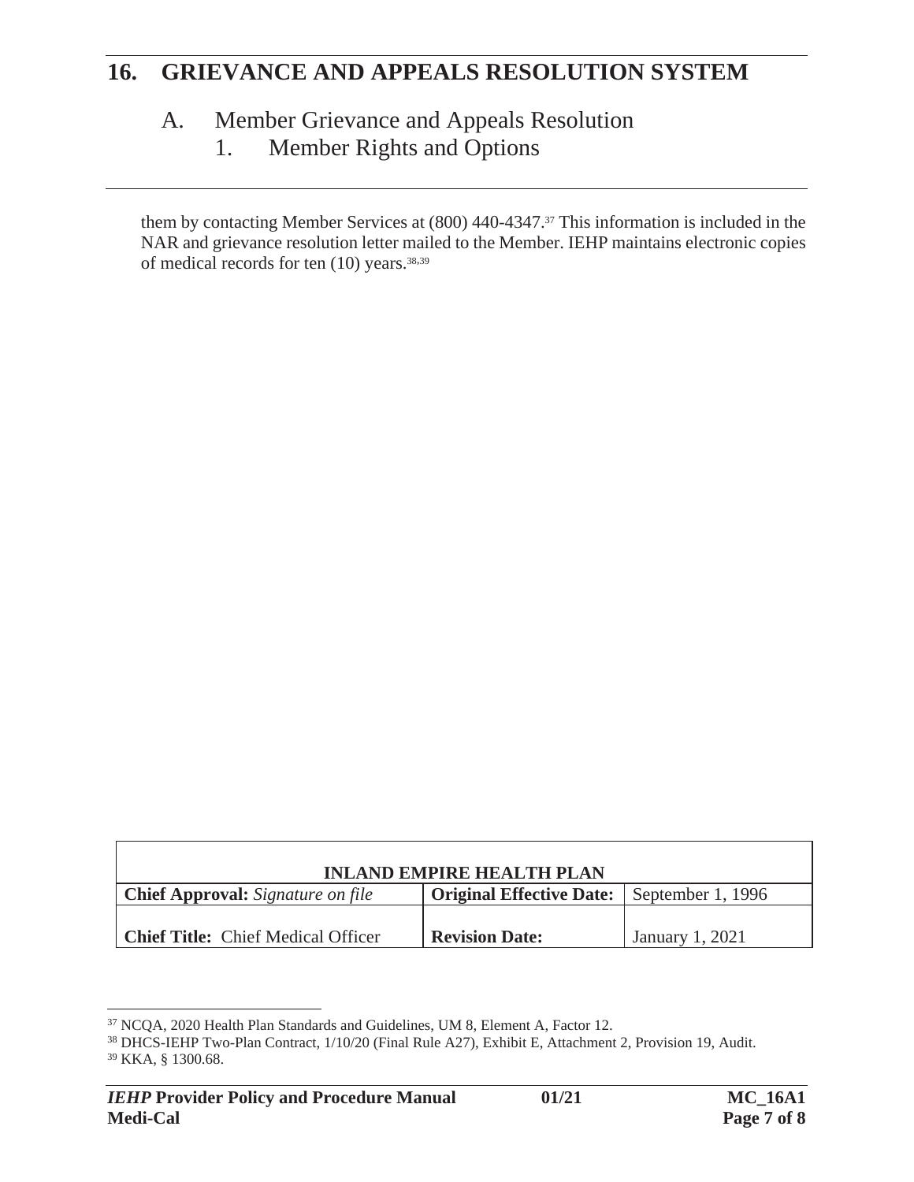## 16. GRIEVANCE AND APPEALS RESOLUTION SYSTEM

### A. Member Grievance and Appeals Resolution

#### 1. Member Rights and Options

them by contacting Member Services at (800) 440-4347.[37] This information is included in the NAR and grievance resolution letter mailed to the Member. IEHP maintains electronic copies of medical records for ten (10) years.[38,39]

| INLAND EMPIRE HEALTH PLAN | | |
|---|---|---|
| **Chief Approval:** *Signature on file* | **Original Effective Date:** | September 1, 1996 |
| **Chief Title:** Chief Medical Officer | **Revision Date:** | January 1, 2021 |

[37] NCQA, 2020 Health Plan Standards and Guidelines, UM 8, Element A, Factor 12.

[38] DHCS-IEHP Two-Plan Contract, 1/10/20 (Final Rule A27), Exhibit E, Attachment 2, Provision 19, Audit.

[39] KKA, § 1300.68.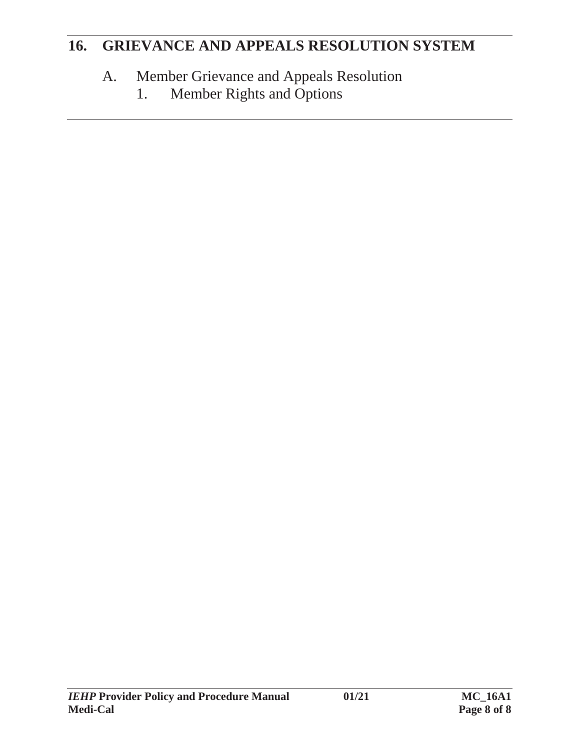## 16. GRIEVANCE AND APPEALS RESOLUTION SYSTEM

A. Member Grievance and Appeals Resolution
   1. Member Rights and Options